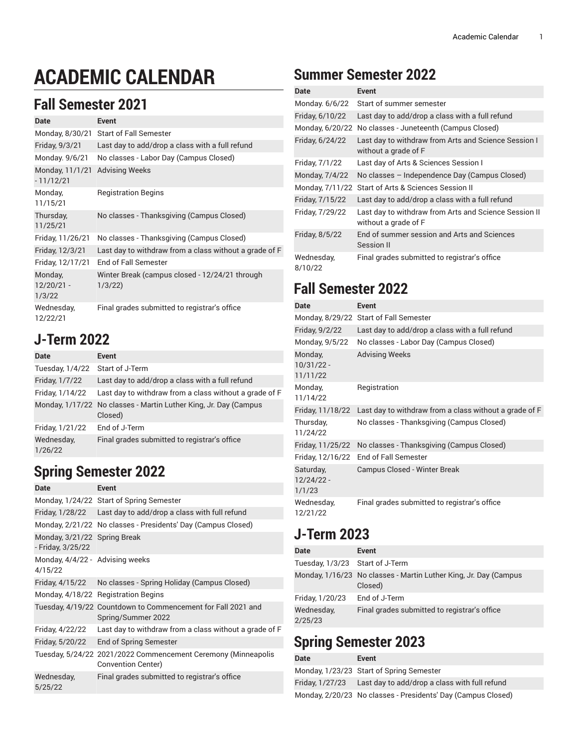# ACADEMIC CALENDAR

## Fall Semester 2021

| Date | Event |
|---|---|
| Monday, 8/30/21 | Start of Fall Semester |
| Friday, 9/3/21 | Last day to add/drop a class with a full refund |
| Monday. 9/6/21 | No classes - Labor Day (Campus Closed) |
| Monday, 11/1/21 - 11/12/21 | Advising Weeks |
| Monday, 11/15/21 | Registration Begins |
| Thursday, 11/25/21 | No classes - Thanksgiving (Campus Closed) |
| Friday, 11/26/21 | No classes - Thanksgiving (Campus Closed) |
| Friday, 12/3/21 | Last day to withdraw from a class without a grade of F |
| Friday, 12/17/21 | End of Fall Semester |
| Monday, 12/20/21 - 1/3/22 | Winter Break (campus closed - 12/24/21 through 1/3/22) |
| Wednesday, 12/22/21 | Final grades submitted to registrar's office |

## J-Term 2022

| Date | Event |
|---|---|
| Tuesday, 1/4/22 | Start of J-Term |
| Friday, 1/7/22 | Last day to add/drop a class with a full refund |
| Friday, 1/14/22 | Last day to withdraw from a class without a grade of F |
| Monday, 1/17/22 | No classes - Martin Luther King, Jr. Day (Campus Closed) |
| Friday, 1/21/22 | End of J-Term |
| Wednesday, 1/26/22 | Final grades submitted to registrar's office |

## Spring Semester 2022

| Date | Event |
|---|---|
| Monday, 1/24/22 | Start of Spring Semester |
| Friday, 1/28/22 | Last day to add/drop a class with full refund |
| Monday, 2/21/22 | No classes - Presidents' Day (Campus Closed) |
| Monday, 3/21/22 - Friday, 3/25/22 | Spring Break |
| Monday, 4/4/22 - 4/15/22 | Advising weeks |
| Friday, 4/15/22 | No classes - Spring Holiday (Campus Closed) |
| Monday, 4/18/22 | Registration Begins |
| Tuesday, 4/19/22 | Countdown to Commencement for Fall 2021 and Spring/Summer 2022 |
| Friday, 4/22/22 | Last day to withdraw from a class without a grade of F |
| Friday, 5/20/22 | End of Spring Semester |
| Tuesday, 5/24/22 | 2021/2022 Commencement Ceremony (Minneapolis Convention Center) |
| Wednesday, 5/25/22 | Final grades submitted to registrar's office |

## Summer Semester 2022

| Date | Event |
|---|---|
| Monday. 6/6/22 | Start of summer semester |
| Friday, 6/10/22 | Last day to add/drop a class with a full refund |
| Monday, 6/20/22 | No classes - Juneteenth (Campus Closed) |
| Friday, 6/24/22 | Last day to withdraw from Arts and Science Session I without a grade of F |
| Friday, 7/1/22 | Last day of Arts & Sciences Session I |
| Monday, 7/4/22 | No classes – Independence Day (Campus Closed) |
| Monday, 7/11/22 | Start of Arts & Sciences Session II |
| Friday, 7/15/22 | Last day to add/drop a class with a full refund |
| Friday, 7/29/22 | Last day to withdraw from Arts and Science Session II without a grade of F |
| Friday, 8/5/22 | End of summer session and Arts and Sciences Session II |
| Wednesday, 8/10/22 | Final grades submitted to registrar's office |

## Fall Semester 2022

| Date | Event |
|---|---|
| Monday, 8/29/22 | Start of Fall Semester |
| Friday, 9/2/22 | Last day to add/drop a class with a full refund |
| Monday, 9/5/22 | No classes - Labor Day (Campus Closed) |
| Monday, 10/31/22 - 11/11/22 | Advising Weeks |
| Monday, 11/14/22 | Registration |
| Friday, 11/18/22 | Last day to withdraw from a class without a grade of F |
| Thursday, 11/24/22 | No classes - Thanksgiving (Campus Closed) |
| Friday, 11/25/22 | No classes - Thanksgiving (Campus Closed) |
| Friday, 12/16/22 | End of Fall Semester |
| Saturday, 12/24/22 - 1/1/23 | Campus Closed - Winter Break |
| Wednesday, 12/21/22 | Final grades submitted to registrar's office |

## J-Term 2023

| Date | Event |
|---|---|
| Tuesday, 1/3/23 | Start of J-Term |
| Monday, 1/16/23 | No classes - Martin Luther King, Jr. Day (Campus Closed) |
| Friday, 1/20/23 | End of J-Term |
| Wednesday, 2/25/23 | Final grades submitted to registrar's office |

## Spring Semester 2023

| Date | Event |
|---|---|
| Monday, 1/23/23 | Start of Spring Semester |
| Friday, 1/27/23 | Last day to add/drop a class with full refund |
| Monday, 2/20/23 | No classes - Presidents' Day (Campus Closed) |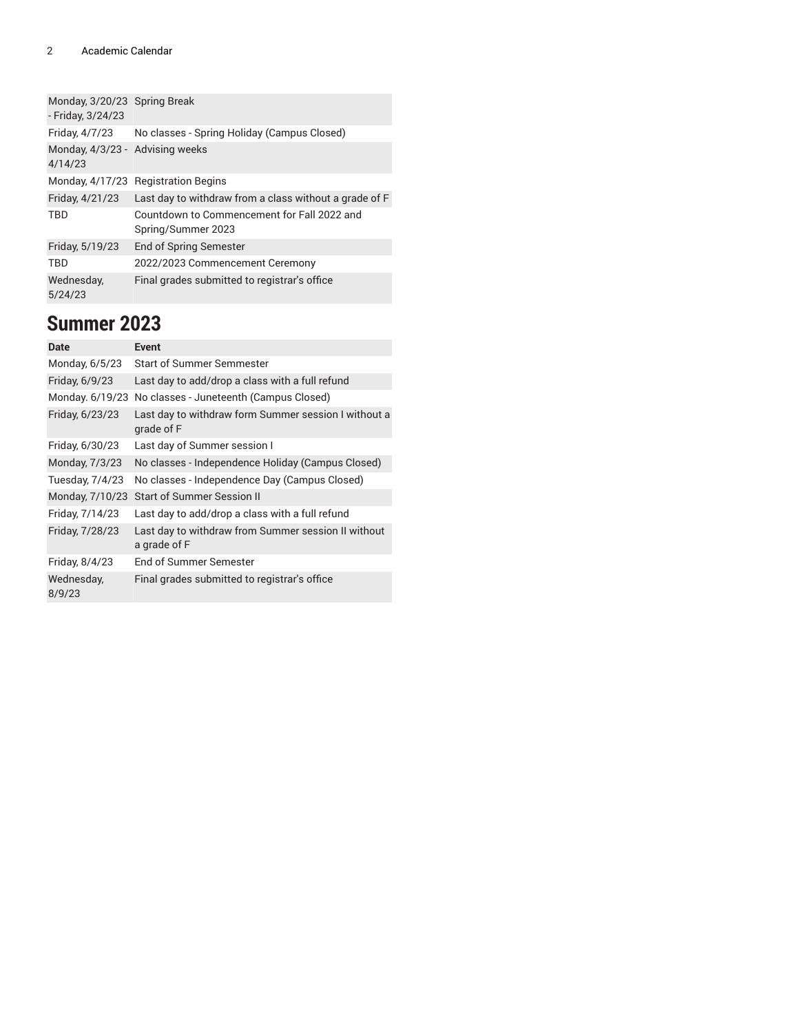| | |
|---|---|
| Monday, 3/20/23 - Friday, 3/24/23 | Spring Break |
| Friday, 4/7/23 | No classes - Spring Holiday (Campus Closed) |
| Monday, 4/3/23 - 4/14/23 | Advising weeks |
| Monday, 4/17/23 | Registration Begins |
| Friday, 4/21/23 | Last day to withdraw from a class without a grade of F |
| TBD | Countdown to Commencement for Fall 2022 and Spring/Summer 2023 |
| Friday, 5/19/23 | End of Spring Semester |
| TBD | 2022/2023 Commencement Ceremony |
| Wednesday, 5/24/23 | Final grades submitted to registrar's office |

## Summer 2023

| Date | Event |
|---|---|
| Monday, 6/5/23 | Start of Summer Semmester |
| Friday, 6/9/23 | Last day to add/drop a class with a full refund |
| Monday. 6/19/23 | No classes - Juneteenth (Campus Closed) |
| Friday, 6/23/23 | Last day to withdraw form Summer session I without a grade of F |
| Friday, 6/30/23 | Last day of Summer session I |
| Monday, 7/3/23 | No classes - Independence Holiday (Campus Closed) |
| Tuesday, 7/4/23 | No classes - Independence Day (Campus Closed) |
| Monday, 7/10/23 | Start of Summer Session II |
| Friday, 7/14/23 | Last day to add/drop a class with a full refund |
| Friday, 7/28/23 | Last day to withdraw from Summer session II without a grade of F |
| Friday, 8/4/23 | End of Summer Semester |
| Wednesday, 8/9/23 | Final grades submitted to registrar's office |